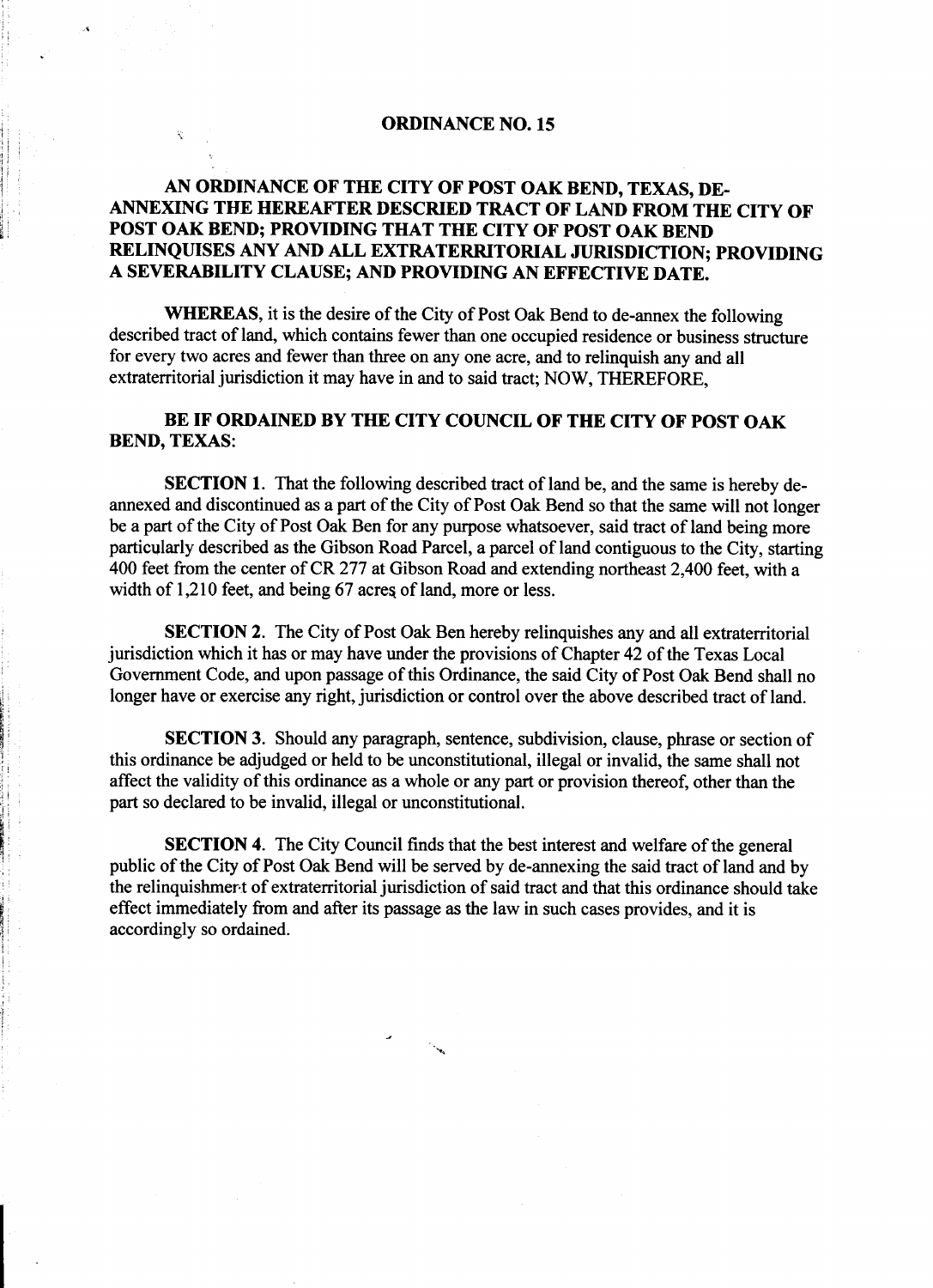# ORDINANCE NO. 15

## AN ORDINANCE OF THE CITY OF POST OAK BEND, TEXAS, DE-ANNEXING THE HEREAFTER DESCRIED TRACT OF LAND FROM THE CITY OF POST OAK BEND; PROVIDING THAT THE CITY OF POST OAK BEND RELINQUISES ANY AND ALL EXTRATERRITORIAL JURISDICTION; PROVIDING A SEVERABILITY CLAUSE; AND PROVIDING AN EFFECTIVE DATE.

**WHEREAS**, it is the desire of the City of Post Oak Bend to de-annex the following described tract of land, which contains fewer than one occupied residence or business structure for every two acres and fewer than three on any one acre, and to relinquish any and all extraterritorial jurisdiction it may have in and to said tract; NOW, THEREFORE,

**BE IF ORDAINED BY THE CITY COUNCIL OF THE CITY OF POST OAK BEND, TEXAS:**

**SECTION 1.** That the following described tract of land be, and the same is hereby de-annexed and discontinued as a part of the City of Post Oak Bend so that the same will not longer be a part of the City of Post Oak Ben for any purpose whatsoever, said tract of land being more particularly described as the Gibson Road Parcel, a parcel of land contiguous to the City, starting 400 feet from the center of CR 277 at Gibson Road and extending northeast 2,400 feet, with a width of 1,210 feet, and being 67 acres of land, more or less.

**SECTION 2.** The City of Post Oak Ben hereby relinquishes any and all extraterritorial jurisdiction which it has or may have under the provisions of Chapter 42 of the Texas Local Government Code, and upon passage of this Ordinance, the said City of Post Oak Bend shall no longer have or exercise any right, jurisdiction or control over the above described tract of land.

**SECTION 3.** Should any paragraph, sentence, subdivision, clause, phrase or section of this ordinance be adjudged or held to be unconstitutional, illegal or invalid, the same shall not affect the validity of this ordinance as a whole or any part or provision thereof, other than the part so declared to be invalid, illegal or unconstitutional.

**SECTION 4.** The City Council finds that the best interest and welfare of the general public of the City of Post Oak Bend will be served by de-annexing the said tract of land and by the relinquishment of extraterritorial jurisdiction of said tract and that this ordinance should take effect immediately from and after its passage as the law in such cases provides, and it is accordingly so ordained.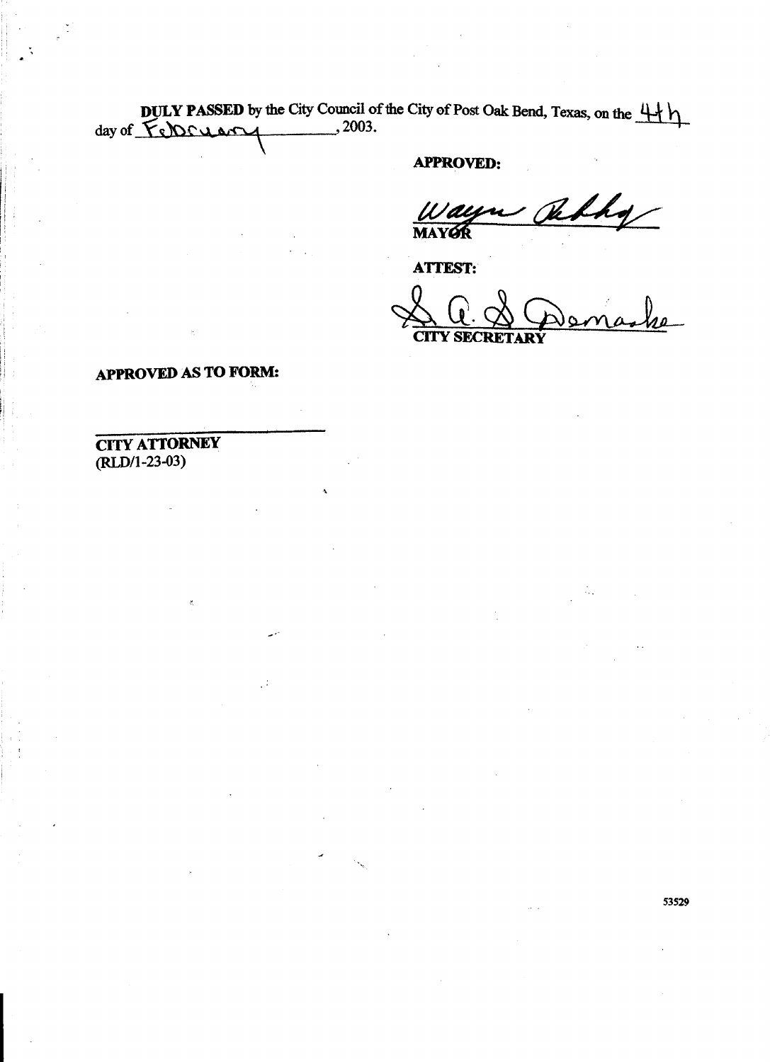**DULY PASSED** by the City Council of the City of Post Oak Bend, Texas, on the 4th day of February, 2003.

**APPROVED:**

Wayne Ashby
**MAYOR**

**ATTEST:**

S. A. S. Domanko
**CITY SECRETARY**

**APPROVED AS TO FORM:**

______________________________
**CITY ATTORNEY**
(RLD/1-23-03)

53529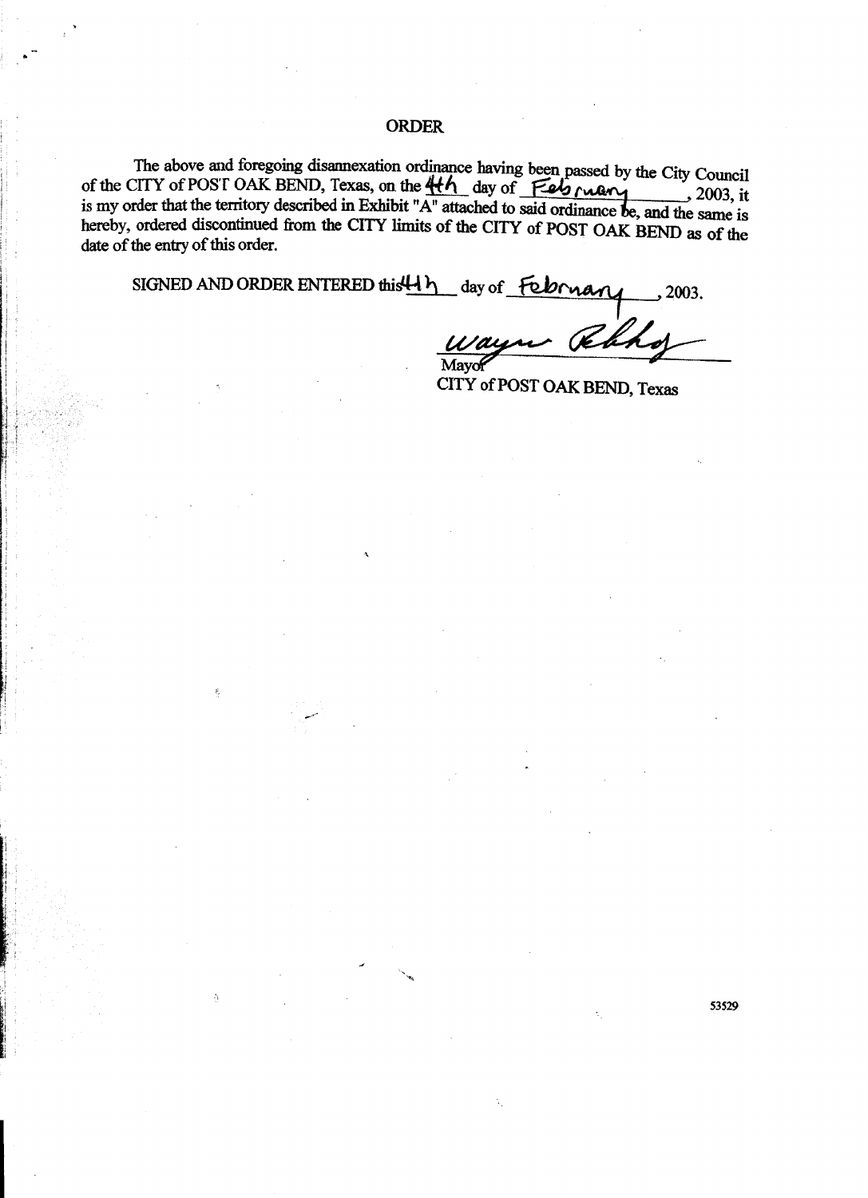# ORDER

The above and foregoing disannexation ordinance having been passed by the City Council of the CITY of POST OAK BEND, Texas, on the 4th day of February, 2003, it is my order that the territory described in Exhibit "A" attached to said ordinance be, and the same is hereby, ordered discontinued from the CITY limits of the CITY of POST OAK BEND as of the date of the entry of this order.

SIGNED AND ORDER ENTERED this 4th day of February, 2003.

Wayne Rhody

Mayor

CITY of POST OAK BEND, Texas

53529